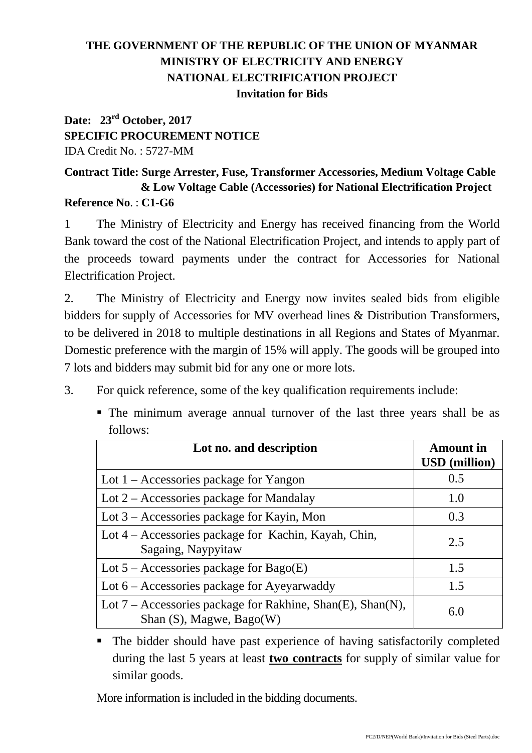# THE GOVERNMENT OF THE REPUBLIC OF THE UNION OF MYANMAR
## MINISTRY OF ELECTRICITY AND ENERGY
## NATIONAL ELECTRIFICATION PROJECT
### Invitation for Bids

**Date: 23rd October, 2017**
**SPECIFIC PROCUREMENT NOTICE**
IDA Credit No. : 5727-MM

**Contract Title: Surge Arrester, Fuse, Transformer Accessories, Medium Voltage Cable & Low Voltage Cable (Accessories) for National Electrification Project**
**Reference No**. : **C1-G6**

1 The Ministry of Electricity and Energy has received financing from the World Bank toward the cost of the National Electrification Project, and intends to apply part of the proceeds toward payments under the contract for Accessories for National Electrification Project.

2. The Ministry of Electricity and Energy now invites sealed bids from eligible bidders for supply of Accessories for MV overhead lines & Distribution Transformers, to be delivered in 2018 to multiple destinations in all Regions and States of Myanmar. Domestic preference with the margin of 15% will apply. The goods will be grouped into 7 lots and bidders may submit bid for any one or more lots.

3. For quick reference, some of the key qualification requirements include:

- The minimum average annual turnover of the last three years shall be as follows:

| Lot no. and description | Amount in USD (million) |
|---|---|
| Lot 1 – Accessories package for Yangon | 0.5 |
| Lot 2 – Accessories package for Mandalay | 1.0 |
| Lot 3 – Accessories package for Kayin, Mon | 0.3 |
| Lot 4 – Accessories package for Kachin, Kayah, Chin, Sagaing, Naypyitaw | 2.5 |
| Lot 5 – Accessories package for Bago(E) | 1.5 |
| Lot 6 – Accessories package for Ayeyarwaddy | 1.5 |
| Lot 7 – Accessories package for Rakhine, Shan(E), Shan(N), Shan (S), Magwe, Bago(W) | 6.0 |

- The bidder should have past experience of having satisfactorily completed during the last 5 years at least **two contracts** for supply of similar value for similar goods.

More information is included in the bidding documents.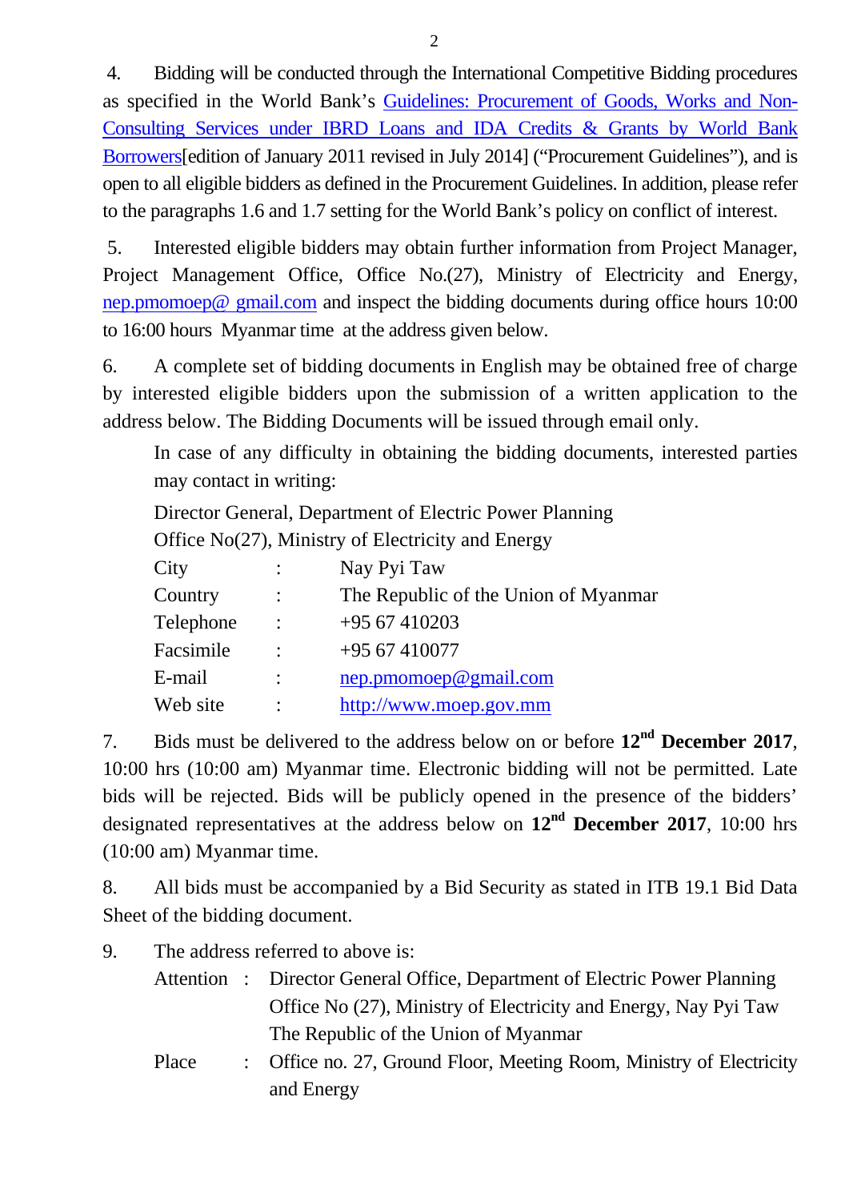4. Bidding will be conducted through the International Competitive Bidding procedures as specified in the World Bank's Guidelines: Procurement of Goods, Works and Non-Consulting Services under IBRD Loans and IDA Credits & Grants by World Bank Borrowers[edition of January 2011 revised in July 2014] ("Procurement Guidelines"), and is open to all eligible bidders as defined in the Procurement Guidelines. In addition, please refer to the paragraphs 1.6 and 1.7 setting for the World Bank's policy on conflict of interest.

5. Interested eligible bidders may obtain further information from Project Manager, Project Management Office, Office No.(27), Ministry of Electricity and Energy, nep.pmomoep@ gmail.com and inspect the bidding documents during office hours 10:00 to 16:00 hours Myanmar time at the address given below.

6. A complete set of bidding documents in English may be obtained free of charge by interested eligible bidders upon the submission of a written application to the address below. The Bidding Documents will be issued through email only.

In case of any difficulty in obtaining the bidding documents, interested parties may contact in writing:

Director General, Department of Electric Power Planning
Office No(27), Ministry of Electricity and Energy

| | | |
|---|---|---|
| City | : | Nay Pyi Taw |
| Country | : | The Republic of the Union of Myanmar |
| Telephone | : | +95 67 410203 |
| Facsimile | : | +95 67 410077 |
| E-mail | : | nep.pmomoep@gmail.com |
| Web site | : | http://www.moep.gov.mm |

7. Bids must be delivered to the address below on or before **12nd December 2017**, 10:00 hrs (10:00 am) Myanmar time. Electronic bidding will not be permitted. Late bids will be rejected. Bids will be publicly opened in the presence of the bidders' designated representatives at the address below on **12nd December 2017**, 10:00 hrs (10:00 am) Myanmar time.

8. All bids must be accompanied by a Bid Security as stated in ITB 19.1 Bid Data Sheet of the bidding document.

9. The address referred to above is:

| | | |
|---|---|---|
| Attention | : | Director General Office, Department of Electric Power Planning Office No (27), Ministry of Electricity and Energy, Nay Pyi Taw The Republic of the Union of Myanmar |
| Place | : | Office no. 27, Ground Floor, Meeting Room, Ministry of Electricity and Energy |